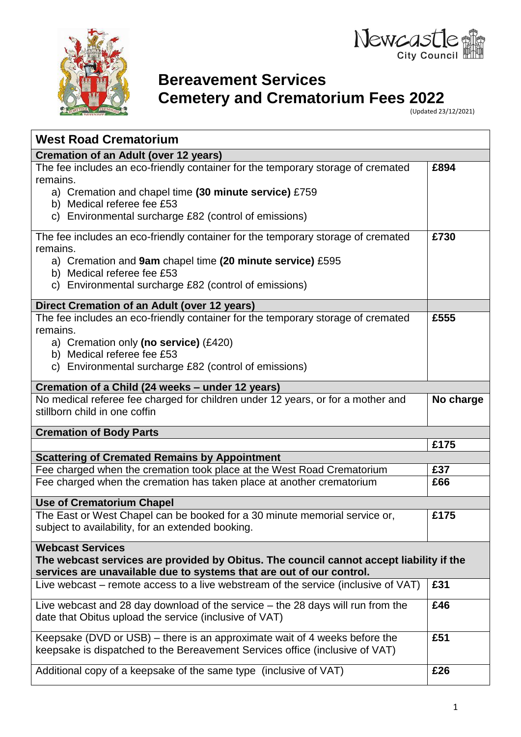# Bereavement Services
# Cemetery and Crematorium Fees 2022

(Updated 23/12/2021)

| West Road Crematorium | |
|---|---|
| **Cremation of an Adult (over 12 years)** | |
| The fee includes an eco-friendly container for the temporary storage of cremated remains.<br>a) Cremation and chapel time **(30 minute service)** £759<br>b) Medical referee fee £53<br>c) Environmental surcharge £82 (control of emissions) | **£894** |
| The fee includes an eco-friendly container for the temporary storage of cremated remains.<br>a) Cremation and **9am** chapel time **(20 minute service)** £595<br>b) Medical referee fee £53<br>c) Environmental surcharge £82 (control of emissions) | **£730** |
| **Direct Cremation of an Adult (over 12 years)** | |
| The fee includes an eco-friendly container for the temporary storage of cremated remains.<br>a) Cremation only **(no service)** (£420)<br>b) Medical referee fee £53<br>c) Environmental surcharge £82 (control of emissions) | **£555** |
| **Cremation of a Child (24 weeks – under 12 years)** | |
| No medical referee fee charged for children under 12 years, or for a mother and stillborn child in one coffin | **No charge** |
| **Cremation of Body Parts** | |
| | **£175** |
| **Scattering of Cremated Remains by Appointment** | |
| Fee charged when the cremation took place at the West Road Crematorium | **£37** |
| Fee charged when the cremation has taken place at another crematorium | **£66** |
| **Use of Crematorium Chapel** | |
| The East or West Chapel can be booked for a 30 minute memorial service or, subject to availability, for an extended booking. | **£175** |
| **Webcast Services**<br>**The webcast services are provided by Obitus. The council cannot accept liability if the services are unavailable due to systems that are out of our control.** | |
| Live webcast – remote access to a live webstream of the service (inclusive of VAT) | **£31** |
| Live webcast and 28 day download of the service – the 28 days will run from the date that Obitus upload the service (inclusive of VAT) | **£46** |
| Keepsake (DVD or USB) – there is an approximate wait of 4 weeks before the keepsake is dispatched to the Bereavement Services office (inclusive of VAT) | **£51** |
| Additional copy of a keepsake of the same type (inclusive of VAT) | **£26** |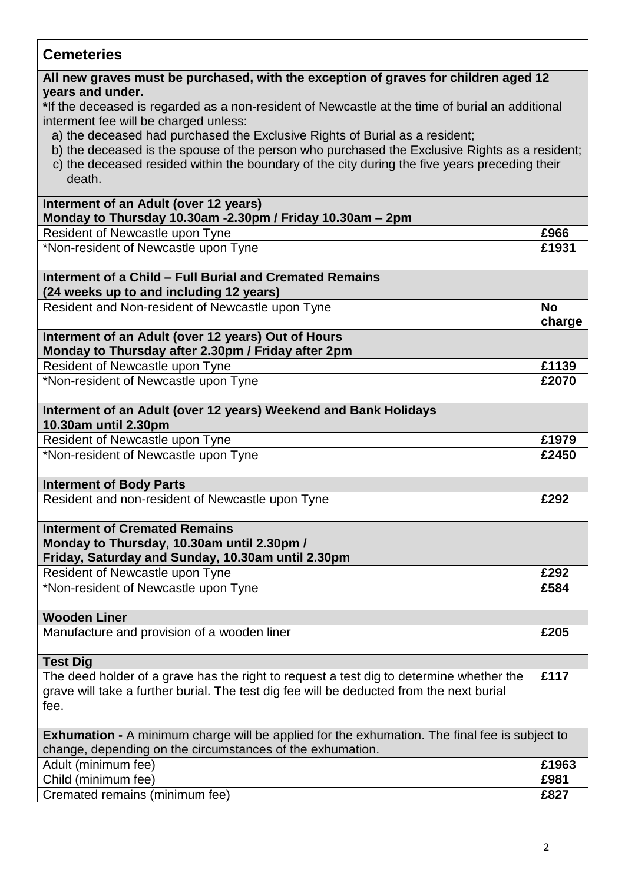## Cemeteries

**All new graves must be purchased, with the exception of graves for children aged 12 years and under.**

**\***If the deceased is regarded as a non-resident of Newcastle at the time of burial an additional interment fee will be charged unless:

a) the deceased had purchased the Exclusive Rights of Burial as a resident;
b) the deceased is the spouse of the person who purchased the Exclusive Rights as a resident;
c) the deceased resided within the boundary of the city during the five years preceding their death.

| Service | Fee |
|---|---|
| **Interment of an Adult (over 12 years)**<br>**Monday to Thursday 10.30am -2.30pm / Friday 10.30am – 2pm** | |
| Resident of Newcastle upon Tyne | **£966** |
| *Non-resident of Newcastle upon Tyne | **£1931** |
| **Interment of a Child – Full Burial and Cremated Remains**<br>**(24 weeks up to and including 12 years)** | |
| Resident and Non-resident of Newcastle upon Tyne | **No charge** |
| **Interment of an Adult (over 12 years) Out of Hours**<br>**Monday to Thursday after 2.30pm / Friday after 2pm** | |
| Resident of Newcastle upon Tyne | **£1139** |
| *Non-resident of Newcastle upon Tyne | **£2070** |
| **Interment of an Adult (over 12 years) Weekend and Bank Holidays**<br>**10.30am until 2.30pm** | |
| Resident of Newcastle upon Tyne | **£1979** |
| *Non-resident of Newcastle upon Tyne | **£2450** |
| **Interment of Body Parts** | |
| Resident and non-resident of Newcastle upon Tyne | **£292** |
| **Interment of Cremated Remains**<br>**Monday to Thursday, 10.30am until 2.30pm /**<br>**Friday, Saturday and Sunday, 10.30am until 2.30pm** | |
| Resident of Newcastle upon Tyne | **£292** |
| *Non-resident of Newcastle upon Tyne | **£584** |
| **Wooden Liner** | |
| Manufacture and provision of a wooden liner | **£205** |
| **Test Dig** | |
| The deed holder of a grave has the right to request a test dig to determine whether the grave will take a further burial. The test dig fee will be deducted from the next burial fee. | **£117** |
| **Exhumation -** A minimum charge will be applied for the exhumation. The final fee is subject to change, depending on the circumstances of the exhumation. | |
| Adult (minimum fee) | **£1963** |
| Child (minimum fee) | **£981** |
| Cremated remains (minimum fee) | **£827** |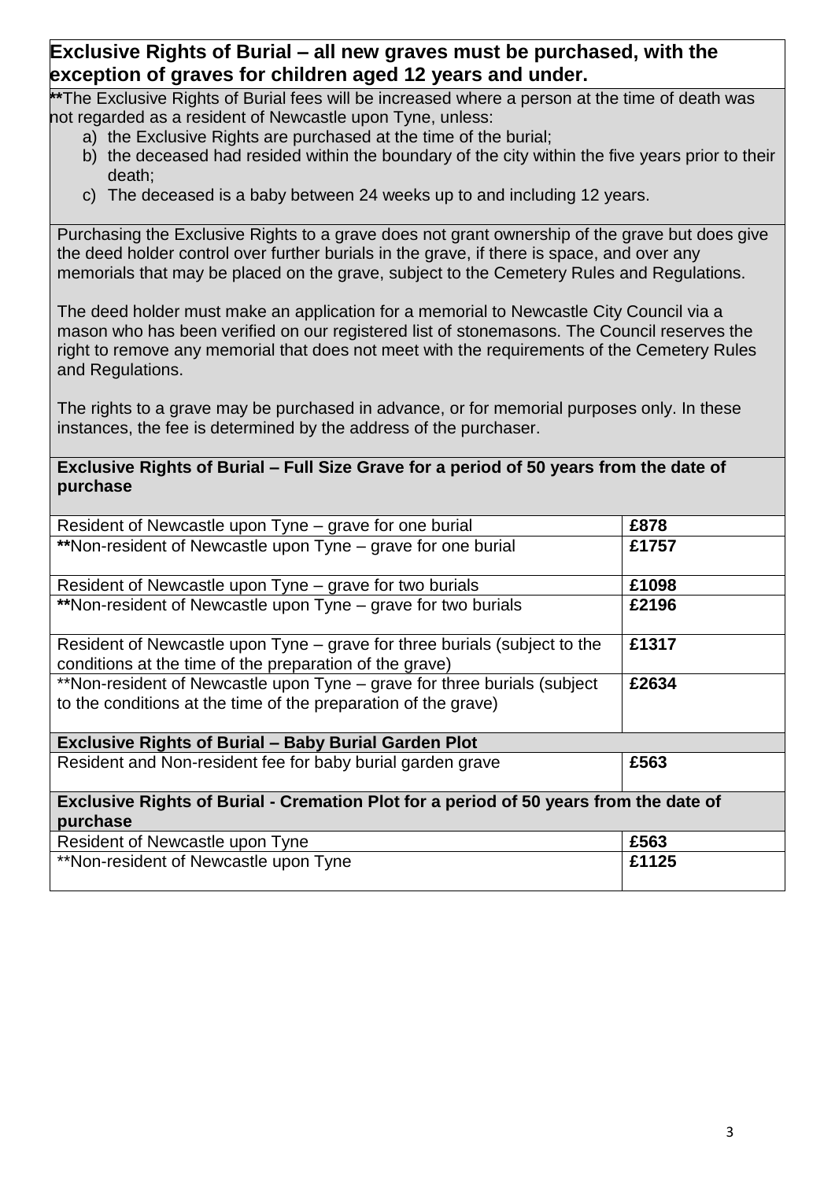## Exclusive Rights of Burial – all new graves must be purchased, with the exception of graves for children aged 12 years and under.

**The Exclusive Rights of Burial fees will be increased where a person at the time of death was not regarded as a resident of Newcastle upon Tyne, unless:

a) the Exclusive Rights are purchased at the time of the burial;
b) the deceased had resided within the boundary of the city within the five years prior to their death;
c) The deceased is a baby between 24 weeks up to and including 12 years.

Purchasing the Exclusive Rights to a grave does not grant ownership of the grave but does give the deed holder control over further burials in the grave, if there is space, and over any memorials that may be placed on the grave, subject to the Cemetery Rules and Regulations.

The deed holder must make an application for a memorial to Newcastle City Council via a mason who has been verified on our registered list of stonemasons. The Council reserves the right to remove any memorial that does not meet with the requirements of the Cemetery Rules and Regulations.

The rights to a grave may be purchased in advance, or for memorial purposes only. In these instances, the fee is determined by the address of the purchaser.

| **Exclusive Rights of Burial – Full Size Grave for a period of 50 years from the date of purchase** | |
|---|---|
| Resident of Newcastle upon Tyne – grave for one burial | **£878** |
| **Non-resident of Newcastle upon Tyne – grave for one burial | **£1757** |
| Resident of Newcastle upon Tyne – grave for two burials | **£1098** |
| **Non-resident of Newcastle upon Tyne – grave for two burials | **£2196** |
| Resident of Newcastle upon Tyne – grave for three burials (subject to the conditions at the time of the preparation of the grave) | **£1317** |
| **Non-resident of Newcastle upon Tyne – grave for three burials (subject to the conditions at the time of the preparation of the grave) | **£2634** |
| **Exclusive Rights of Burial – Baby Burial Garden Plot** | |
| Resident and Non-resident fee for baby burial garden grave | **£563** |
| **Exclusive Rights of Burial - Cremation Plot for a period of 50 years from the date of purchase** | |
| Resident of Newcastle upon Tyne | **£563** |
| **Non-resident of Newcastle upon Tyne | **£1125** |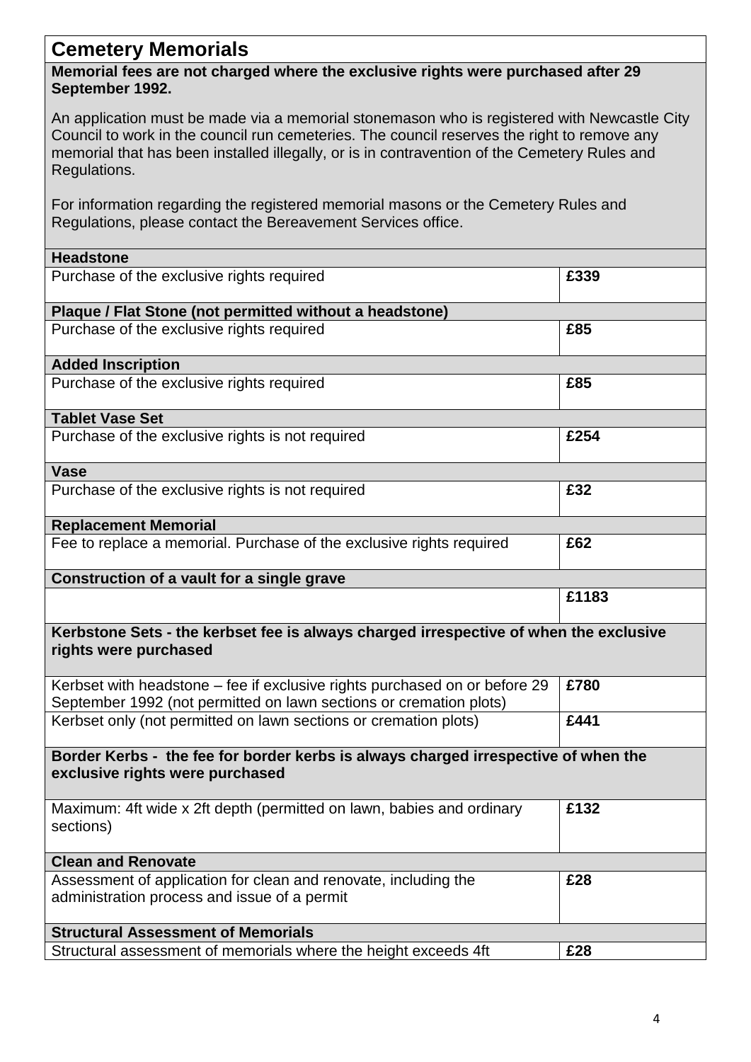# Cemetery Memorials

**Memorial fees are not charged where the exclusive rights were purchased after 29 September 1992.**

An application must be made via a memorial stonemason who is registered with Newcastle City Council to work in the council run cemeteries. The council reserves the right to remove any memorial that has been installed illegally, or is in contravention of the Cemetery Rules and Regulations.

For information regarding the registered memorial masons or the Cemetery Rules and Regulations, please contact the Bereavement Services office.

| Item | Fee |
|---|---|
| **Headstone** | |
| Purchase of the exclusive rights required | **£339** |
| **Plaque / Flat Stone (not permitted without a headstone)** | |
| Purchase of the exclusive rights required | **£85** |
| **Added Inscription** | |
| Purchase of the exclusive rights required | **£85** |
| **Tablet Vase Set** | |
| Purchase of the exclusive rights is not required | **£254** |
| **Vase** | |
| Purchase of the exclusive rights is not required | **£32** |
| **Replacement Memorial** | |
| Fee to replace a memorial. Purchase of the exclusive rights required | **£62** |
| **Construction of a vault for a single grave** | |
| | **£1183** |
| **Kerbstone Sets - the kerbset fee is always charged irrespective of when the exclusive rights were purchased** | |
| Kerbset with headstone – fee if exclusive rights purchased on or before 29 September 1992 (not permitted on lawn sections or cremation plots) | **£780** |
| Kerbset only (not permitted on lawn sections or cremation plots) | **£441** |
| **Border Kerbs - the fee for border kerbs is always charged irrespective of when the exclusive rights were purchased** | |
| Maximum: 4ft wide x 2ft depth (permitted on lawn, babies and ordinary sections) | **£132** |
| **Clean and Renovate** | |
| Assessment of application for clean and renovate, including the administration process and issue of a permit | **£28** |
| **Structural Assessment of Memorials** | |
| Structural assessment of memorials where the height exceeds 4ft | **£28** |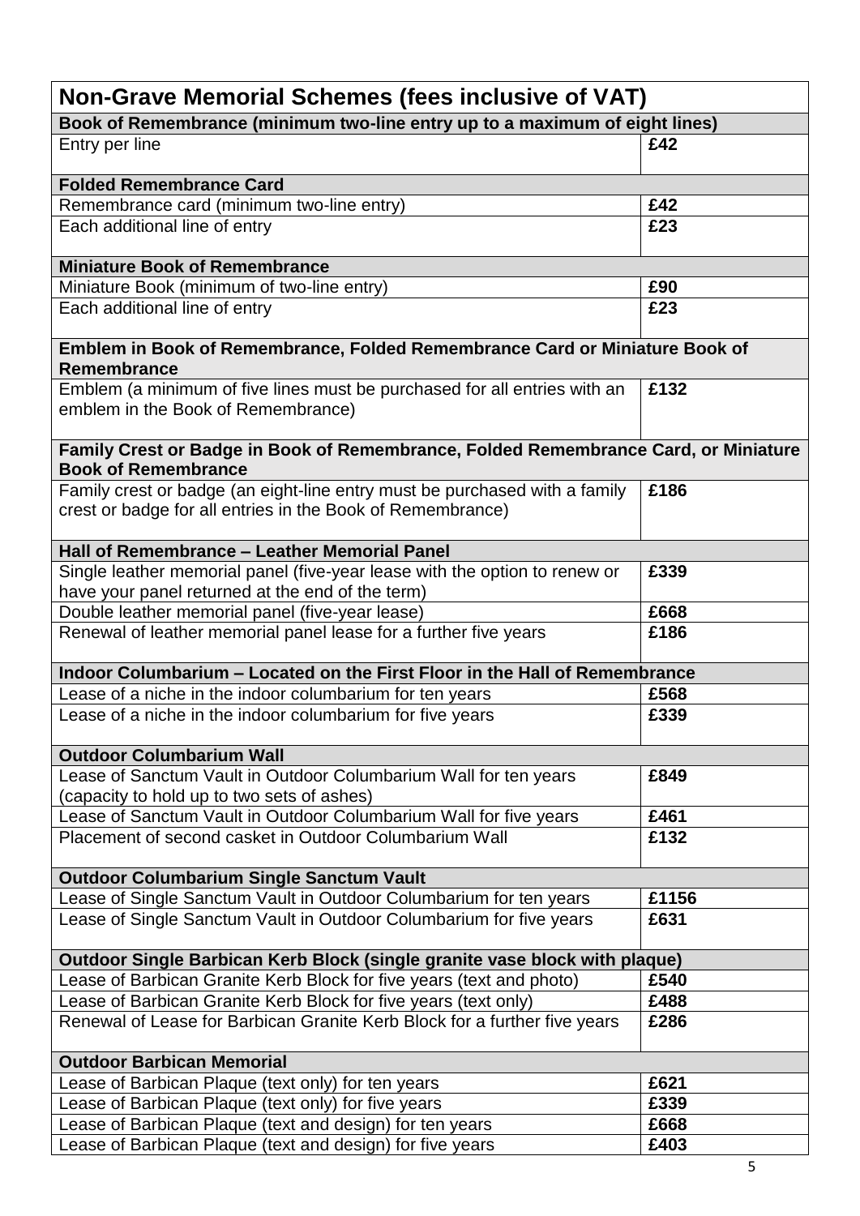| Non-Grave Memorial Schemes (fees inclusive of VAT) | |
|---|---|
| **Book of Remembrance (minimum two-line entry up to a maximum of eight lines)** | |
| Entry per line | **£42** |
| **Folded Remembrance Card** | |
| Remembrance card (minimum two-line entry) | **£42** |
| Each additional line of entry | **£23** |
| **Miniature Book of Remembrance** | |
| Miniature Book (minimum of two-line entry) | **£90** |
| Each additional line of entry | **£23** |
| **Emblem in Book of Remembrance, Folded Remembrance Card or Miniature Book of Remembrance** | |
| Emblem (a minimum of five lines must be purchased for all entries with an emblem in the Book of Remembrance) | **£132** |
| **Family Crest or Badge in Book of Remembrance, Folded Remembrance Card, or Miniature Book of Remembrance** | |
| Family crest or badge (an eight-line entry must be purchased with a family crest or badge for all entries in the Book of Remembrance) | **£186** |
| **Hall of Remembrance – Leather Memorial Panel** | |
| Single leather memorial panel (five-year lease with the option to renew or have your panel returned at the end of the term) | **£339** |
| Double leather memorial panel (five-year lease) | **£668** |
| Renewal of leather memorial panel lease for a further five years | **£186** |
| **Indoor Columbarium – Located on the First Floor in the Hall of Remembrance** | |
| Lease of a niche in the indoor columbarium for ten years | **£568** |
| Lease of a niche in the indoor columbarium for five years | **£339** |
| **Outdoor Columbarium Wall** | |
| Lease of Sanctum Vault in Outdoor Columbarium Wall for ten years (capacity to hold up to two sets of ashes) | **£849** |
| Lease of Sanctum Vault in Outdoor Columbarium Wall for five years | **£461** |
| Placement of second casket in Outdoor Columbarium Wall | **£132** |
| **Outdoor Columbarium Single Sanctum Vault** | |
| Lease of Single Sanctum Vault in Outdoor Columbarium for ten years | **£1156** |
| Lease of Single Sanctum Vault in Outdoor Columbarium for five years | **£631** |
| **Outdoor Single Barbican Kerb Block (single granite vase block with plaque)** | |
| Lease of Barbican Granite Kerb Block for five years (text and photo) | **£540** |
| Lease of Barbican Granite Kerb Block for five years (text only) | **£488** |
| Renewal of Lease for Barbican Granite Kerb Block for a further five years | **£286** |
| **Outdoor Barbican Memorial** | |
| Lease of Barbican Plaque (text only) for ten years | **£621** |
| Lease of Barbican Plaque (text only) for five years | **£339** |
| Lease of Barbican Plaque (text and design) for ten years | **£668** |
| Lease of Barbican Plaque (text and design) for five years | **£403** |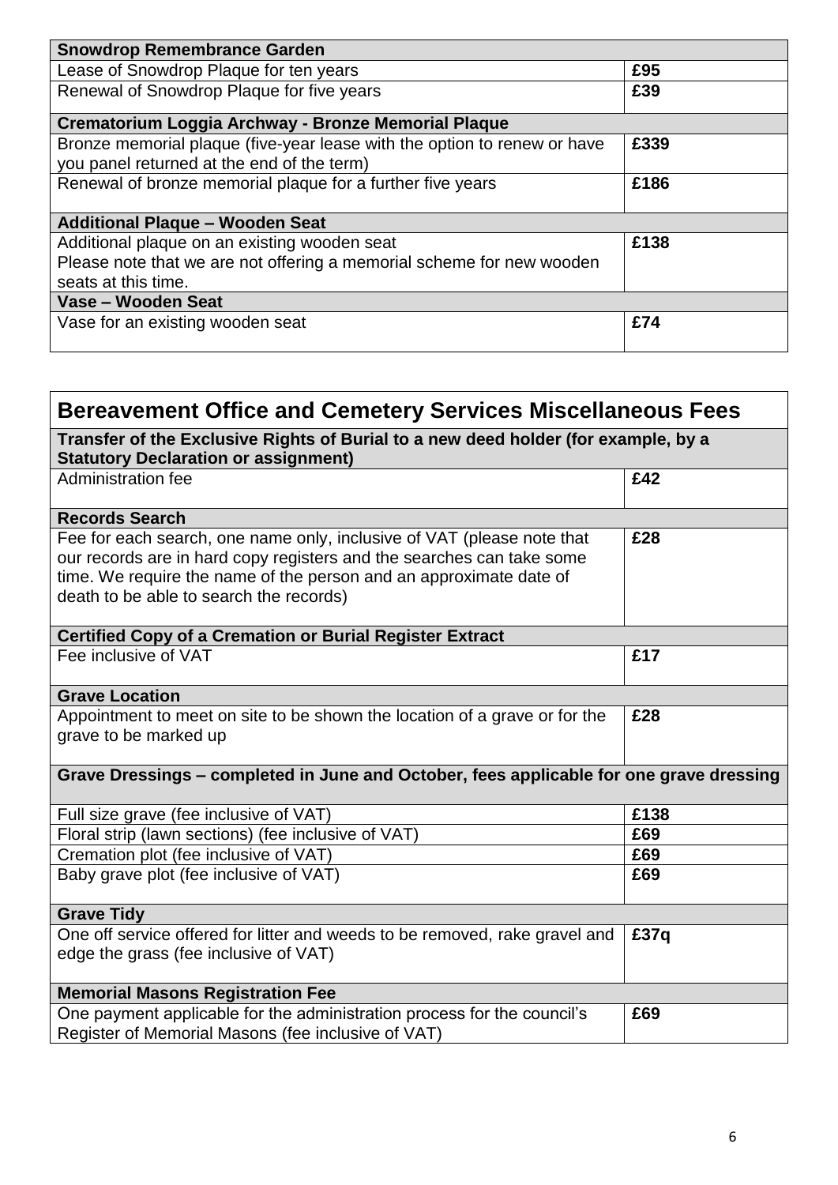| Snowdrop Remembrance Garden | |
| --- | --- |
| Lease of Snowdrop Plaque for ten years | **£95** |
| Renewal of Snowdrop Plaque for five years | **£39** |
| **Crematorium Loggia Archway - Bronze Memorial Plaque** | |
| Bronze memorial plaque (five-year lease with the option to renew or have you panel returned at the end of the term) | **£339** |
| Renewal of bronze memorial plaque for a further five years | **£186** |
| **Additional Plaque – Wooden Seat** | |
| Additional plaque on an existing wooden seat<br>Please note that we are not offering a memorial scheme for new wooden seats at this time. | **£138** |
| **Vase – Wooden Seat** | |
| Vase for an existing wooden seat | **£74** |

## Bereavement Office and Cemetery Services Miscellaneous Fees

| Transfer of the Exclusive Rights of Burial to a new deed holder (for example, by a Statutory Declaration or assignment) | |
| --- | --- |
| Administration fee | **£42** |
| **Records Search** | |
| Fee for each search, one name only, inclusive of VAT (please note that our records are in hard copy registers and the searches can take some time. We require the name of the person and an approximate date of death to be able to search the records) | **£28** |
| **Certified Copy of a Cremation or Burial Register Extract** | |
| Fee inclusive of VAT | **£17** |
| **Grave Location** | |
| Appointment to meet on site to be shown the location of a grave or for the grave to be marked up | **£28** |
| **Grave Dressings – completed in June and October, fees applicable for one grave dressing** | |
| Full size grave (fee inclusive of VAT) | **£138** |
| Floral strip (lawn sections) (fee inclusive of VAT) | **£69** |
| Cremation plot (fee inclusive of VAT) | **£69** |
| Baby grave plot (fee inclusive of VAT) | **£69** |
| **Grave Tidy** | |
| One off service offered for litter and weeds to be removed, rake gravel and edge the grass (fee inclusive of VAT) | **£37q** |
| **Memorial Masons Registration Fee** | |
| One payment applicable for the administration process for the council's Register of Memorial Masons (fee inclusive of VAT) | **£69** |